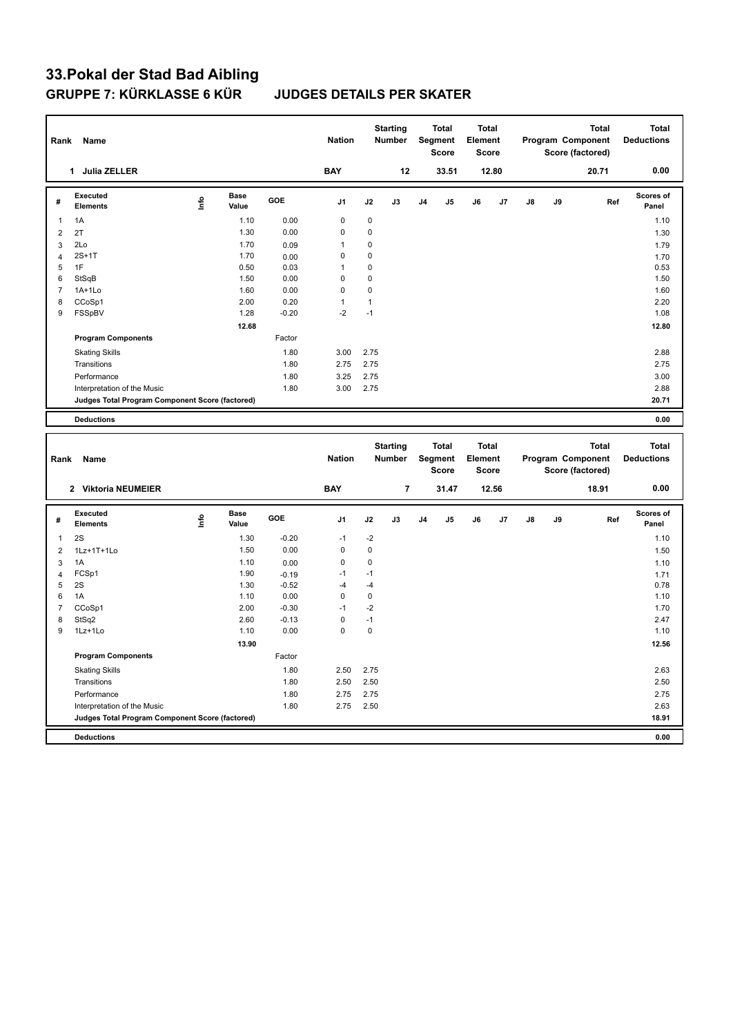# 33.Pokal der Stad Bad Aibling

## GRUPPE 7: KÜRKLASSE 6 KÜR JUDGES DETAILS PER SKATER

| Rank | Name | Nation | Starting Number | Total Segment Score | Total Element Score | Total Program Component Score (factored) | Total Deductions |
|---|---|---|---|---|---|---|---|
| 1 | Julia ZELLER | BAY | 12 | 33.51 | 12.80 | 20.71 | 0.00 |

| # | Executed Elements | Info | Base Value | GOE | J1 | J2 | J3 | J4 | J5 | J6 | J7 | J8 | J9 | Ref | Scores of Panel |
|---|---|---|---|---|---|---|---|---|---|---|---|---|---|---|---|
| 1 | 1A | | 1.10 | 0.00 | 0 | 0 | | | | | | | | | 1.10 |
| 2 | 2T | | 1.30 | 0.00 | 0 | 0 | | | | | | | | | 1.30 |
| 3 | 2Lo | | 1.70 | 0.09 | 1 | 0 | | | | | | | | | 1.79 |
| 4 | 2S+1T | | 1.70 | 0.00 | 0 | 0 | | | | | | | | | 1.70 |
| 5 | 1F | | 0.50 | 0.03 | 1 | 0 | | | | | | | | | 0.53 |
| 6 | StSqB | | 1.50 | 0.00 | 0 | 0 | | | | | | | | | 1.50 |
| 7 | 1A+1Lo | | 1.60 | 0.00 | 0 | 0 | | | | | | | | | 1.60 |
| 8 | CCoSp1 | | 2.00 | 0.20 | 1 | 1 | | | | | | | | | 2.20 |
| 9 | FSSpBV | | 1.28 | -0.20 | -2 | -1 | | | | | | | | | 1.08 |
| | | | 12.68 | | | | | | | | | | | | 12.80 |
| | **Program Components** | | | Factor | | | | | | | | | | | |
| | Skating Skills | | | 1.80 | 3.00 | 2.75 | | | | | | | | | 2.88 |
| | Transitions | | | 1.80 | 2.75 | 2.75 | | | | | | | | | 2.75 |
| | Performance | | | 1.80 | 3.25 | 2.75 | | | | | | | | | 3.00 |
| | Interpretation of the Music | | | 1.80 | 3.00 | 2.75 | | | | | | | | | 2.88 |
| | **Judges Total Program Component Score (factored)** | | | | | | | | | | | | | | 20.71 |
| | **Deductions** | | | | | | | | | | | | | | 0.00 |

| Rank | Name | Nation | Starting Number | Total Segment Score | Total Element Score | Total Program Component Score (factored) | Total Deductions |
|---|---|---|---|---|---|---|---|
| 2 | Viktoria NEUMEIER | BAY | 7 | 31.47 | 12.56 | 18.91 | 0.00 |

| # | Executed Elements | Info | Base Value | GOE | J1 | J2 | J3 | J4 | J5 | J6 | J7 | J8 | J9 | Ref | Scores of Panel |
|---|---|---|---|---|---|---|---|---|---|---|---|---|---|---|---|
| 1 | 2S | | 1.30 | -0.20 | -1 | -2 | | | | | | | | | 1.10 |
| 2 | 1Lz+1T+1Lo | | 1.50 | 0.00 | 0 | 0 | | | | | | | | | 1.50 |
| 3 | 1A | | 1.10 | 0.00 | 0 | 0 | | | | | | | | | 1.10 |
| 4 | FCSp1 | | 1.90 | -0.19 | -1 | -1 | | | | | | | | | 1.71 |
| 5 | 2S | | 1.30 | -0.52 | -4 | -4 | | | | | | | | | 0.78 |
| 6 | 1A | | 1.10 | 0.00 | 0 | 0 | | | | | | | | | 1.10 |
| 7 | CCoSp1 | | 2.00 | -0.30 | -1 | -2 | | | | | | | | | 1.70 |
| 8 | StSq2 | | 2.60 | -0.13 | 0 | -1 | | | | | | | | | 2.47 |
| 9 | 1Lz+1Lo | | 1.10 | 0.00 | 0 | 0 | | | | | | | | | 1.10 |
| | | | 13.90 | | | | | | | | | | | | 12.56 |
| | **Program Components** | | | Factor | | | | | | | | | | | |
| | Skating Skills | | | 1.80 | 2.50 | 2.75 | | | | | | | | | 2.63 |
| | Transitions | | | 1.80 | 2.50 | 2.50 | | | | | | | | | 2.50 |
| | Performance | | | 1.80 | 2.75 | 2.75 | | | | | | | | | 2.75 |
| | Interpretation of the Music | | | 1.80 | 2.75 | 2.50 | | | | | | | | | 2.63 |
| | **Judges Total Program Component Score (factored)** | | | | | | | | | | | | | | 18.91 |
| | **Deductions** | | | | | | | | | | | | | | 0.00 |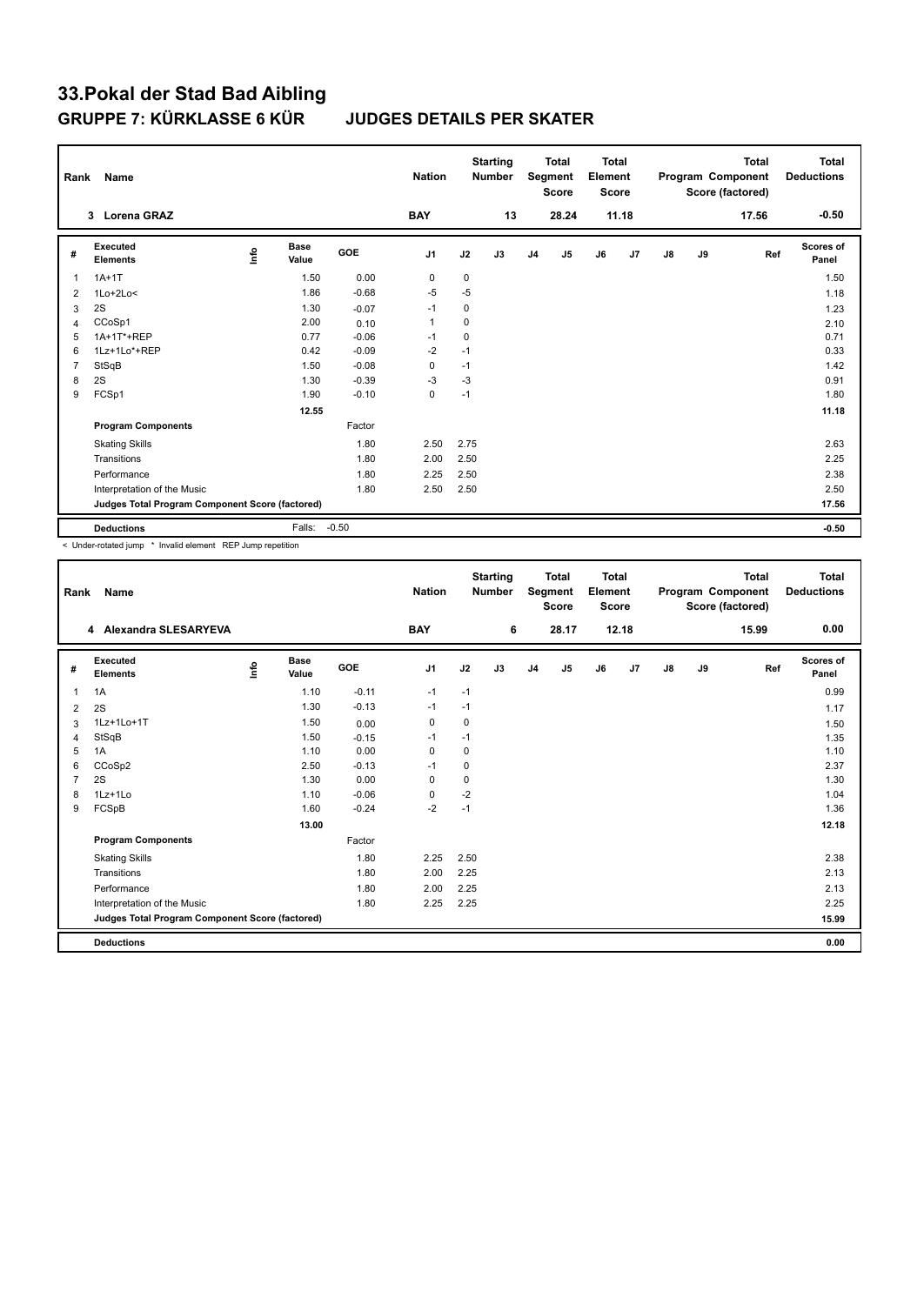# 33.Pokal der Stad Bad Aibling

## GRUPPE 7: KÜRKLASSE 6 KÜR JUDGES DETAILS PER SKATER

| Rank | Name | Nation | Starting Number | Total Segment Score | Total Element Score | Total Program Component Score (factored) | Total Deductions |
|---|---|---|---|---|---|---|---|
| 3 | Lorena GRAZ | BAY | 13 | 28.24 | 11.18 | 17.56 | -0.50 |

| # | Executed Elements | Info | Base Value | GOE | J1 | J2 | J3 | J4 | J5 | J6 | J7 | J8 | J9 | Ref | Scores of Panel |
|---|---|---|---|---|---|---|---|---|---|---|---|---|---|---|---|
| 1 | 1A+1T | | 1.50 | 0.00 | 0 | 0 | | | | | | | | | 1.50 |
| 2 | 1Lo+2Lo< | | 1.86 | -0.68 | -5 | -5 | | | | | | | | | 1.18 |
| 3 | 2S | | 1.30 | -0.07 | -1 | 0 | | | | | | | | | 1.23 |
| 4 | CCoSp1 | | 2.00 | 0.10 | 1 | 0 | | | | | | | | | 2.10 |
| 5 | 1A+1T*+REP | | 0.77 | -0.06 | -1 | 0 | | | | | | | | | 0.71 |
| 6 | 1Lz+1Lo*+REP | | 0.42 | -0.09 | -2 | -1 | | | | | | | | | 0.33 |
| 7 | StSqB | | 1.50 | -0.08 | 0 | -1 | | | | | | | | | 1.42 |
| 8 | 2S | | 1.30 | -0.39 | -3 | -3 | | | | | | | | | 0.91 |
| 9 | FCSp1 | | 1.90 | -0.10 | 0 | -1 | | | | | | | | | 1.80 |
| | | | 12.55 | | | | | | | | | | | | 11.18 |
| | **Program Components** | | | Factor | | | | | | | | | | | |
| | Skating Skills | | | 1.80 | 2.50 | 2.75 | | | | | | | | | 2.63 |
| | Transitions | | | 1.80 | 2.00 | 2.50 | | | | | | | | | 2.25 |
| | Performance | | | 1.80 | 2.25 | 2.50 | | | | | | | | | 2.38 |
| | Interpretation of the Music | | | 1.80 | 2.50 | 2.50 | | | | | | | | | 2.50 |
| | **Judges Total Program Component Score (factored)** | | | | | | | | | | | | | | 17.56 |
| | **Deductions** | | Falls: | -0.50 | | | | | | | | | | | -0.50 |

< Under-rotated jump * Invalid element REP Jump repetition

| Rank | Name | Nation | Starting Number | Total Segment Score | Total Element Score | Total Program Component Score (factored) | Total Deductions |
|---|---|---|---|---|---|---|---|
| 4 | Alexandra SLESARYEVA | BAY | 6 | 28.17 | 12.18 | 15.99 | 0.00 |

| # | Executed Elements | Info | Base Value | GOE | J1 | J2 | J3 | J4 | J5 | J6 | J7 | J8 | J9 | Ref | Scores of Panel |
|---|---|---|---|---|---|---|---|---|---|---|---|---|---|---|---|
| 1 | 1A | | 1.10 | -0.11 | -1 | -1 | | | | | | | | | 0.99 |
| 2 | 2S | | 1.30 | -0.13 | -1 | -1 | | | | | | | | | 1.17 |
| 3 | 1Lz+1Lo+1T | | 1.50 | 0.00 | 0 | 0 | | | | | | | | | 1.50 |
| 4 | StSqB | | 1.50 | -0.15 | -1 | -1 | | | | | | | | | 1.35 |
| 5 | 1A | | 1.10 | 0.00 | 0 | 0 | | | | | | | | | 1.10 |
| 6 | CCoSp2 | | 2.50 | -0.13 | -1 | 0 | | | | | | | | | 2.37 |
| 7 | 2S | | 1.30 | 0.00 | 0 | 0 | | | | | | | | | 1.30 |
| 8 | 1Lz+1Lo | | 1.10 | -0.06 | 0 | -2 | | | | | | | | | 1.04 |
| 9 | FCSpB | | 1.60 | -0.24 | -2 | -1 | | | | | | | | | 1.36 |
| | | | 13.00 | | | | | | | | | | | | 12.18 |
| | **Program Components** | | | Factor | | | | | | | | | | | |
| | Skating Skills | | | 1.80 | 2.25 | 2.50 | | | | | | | | | 2.38 |
| | Transitions | | | 1.80 | 2.00 | 2.25 | | | | | | | | | 2.13 |
| | Performance | | | 1.80 | 2.00 | 2.25 | | | | | | | | | 2.13 |
| | Interpretation of the Music | | | 1.80 | 2.25 | 2.25 | | | | | | | | | 2.25 |
| | **Judges Total Program Component Score (factored)** | | | | | | | | | | | | | | 15.99 |
| | **Deductions** | | | | | | | | | | | | | | 0.00 |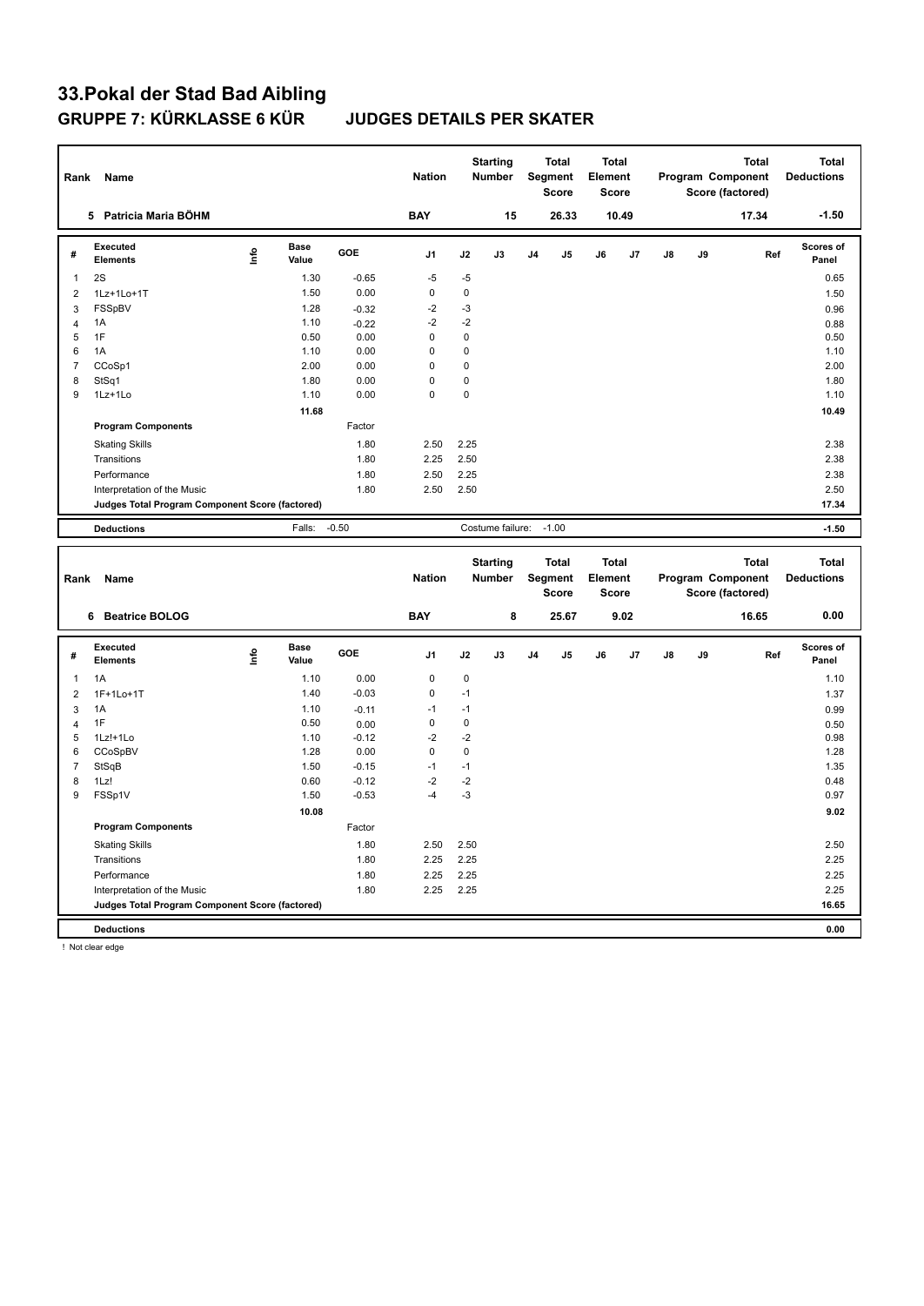# 33.Pokal der Stad Bad Aibling

## GRUPPE 7: KÜRKLASSE 6 KÜR JUDGES DETAILS PER SKATER

| Rank | Name | Nation | Starting Number | Total Segment Score | Total Element Score | Total Program Component Score (factored) | Total Deductions |
|---|---|---|---|---|---|---|---|
| 5 | Patricia Maria BÖHM | BAY | 15 | 26.33 | 10.49 | 17.34 | -1.50 |

| # | Executed Elements | Info | Base Value | GOE | J1 | J2 | J3 | J4 | J5 | J6 | J7 | J8 | J9 | Ref | Scores of Panel |
|---|---|---|---|---|---|---|---|---|---|---|---|---|---|---|---|
| 1 | 2S | | 1.30 | -0.65 | -5 | -5 | | | | | | | | | 0.65 |
| 2 | 1Lz+1Lo+1T | | 1.50 | 0.00 | 0 | 0 | | | | | | | | | 1.50 |
| 3 | FSSpBV | | 1.28 | -0.32 | -2 | -3 | | | | | | | | | 0.96 |
| 4 | 1A | | 1.10 | -0.22 | -2 | -2 | | | | | | | | | 0.88 |
| 5 | 1F | | 0.50 | 0.00 | 0 | 0 | | | | | | | | | 0.50 |
| 6 | 1A | | 1.10 | 0.00 | 0 | 0 | | | | | | | | | 1.10 |
| 7 | CCoSp1 | | 2.00 | 0.00 | 0 | 0 | | | | | | | | | 2.00 |
| 8 | StSq1 | | 1.80 | 0.00 | 0 | 0 | | | | | | | | | 1.80 |
| 9 | 1Lz+1Lo | | 1.10 | 0.00 | 0 | 0 | | | | | | | | | 1.10 |
| | | | 11.68 | | | | | | | | | | | | 10.49 |
| | **Program Components** | | | Factor | | | | | | | | | | | |
| | Skating Skills | | | 1.80 | 2.50 | 2.25 | | | | | | | | | 2.38 |
| | Transitions | | | 1.80 | 2.25 | 2.50 | | | | | | | | | 2.38 |
| | Performance | | | 1.80 | 2.50 | 2.25 | | | | | | | | | 2.38 |
| | Interpretation of the Music | | | 1.80 | 2.50 | 2.50 | | | | | | | | | 2.50 |
| | **Judges Total Program Component Score (factored)** | | | | | | | | | | | | | | 17.34 |
| | **Deductions** | | Falls: | -0.50 | | Costume failure: | -1.00 | | | | | | | | -1.50 |

| Rank | Name | Nation | Starting Number | Total Segment Score | Total Element Score | Total Program Component Score (factored) | Total Deductions |
|---|---|---|---|---|---|---|---|
| 6 | Beatrice BOLOG | BAY | 8 | 25.67 | 9.02 | 16.65 | 0.00 |

| # | Executed Elements | Info | Base Value | GOE | J1 | J2 | J3 | J4 | J5 | J6 | J7 | J8 | J9 | Ref | Scores of Panel |
|---|---|---|---|---|---|---|---|---|---|---|---|---|---|---|---|
| 1 | 1A | | 1.10 | 0.00 | 0 | 0 | | | | | | | | | 1.10 |
| 2 | 1F+1Lo+1T | | 1.40 | -0.03 | 0 | -1 | | | | | | | | | 1.37 |
| 3 | 1A | | 1.10 | -0.11 | -1 | -1 | | | | | | | | | 0.99 |
| 4 | 1F | | 0.50 | 0.00 | 0 | 0 | | | | | | | | | 0.50 |
| 5 | 1Lz!+1Lo | | 1.10 | -0.12 | -2 | -2 | | | | | | | | | 0.98 |
| 6 | CCoSpBV | | 1.28 | 0.00 | 0 | 0 | | | | | | | | | 1.28 |
| 7 | StSqB | | 1.50 | -0.15 | -1 | -1 | | | | | | | | | 1.35 |
| 8 | 1Lz! | | 0.60 | -0.12 | -2 | -2 | | | | | | | | | 0.48 |
| 9 | FSSp1V | | 1.50 | -0.53 | -4 | -3 | | | | | | | | | 0.97 |
| | | | 10.08 | | | | | | | | | | | | 9.02 |
| | **Program Components** | | | Factor | | | | | | | | | | | |
| | Skating Skills | | | 1.80 | 2.50 | 2.50 | | | | | | | | | 2.50 |
| | Transitions | | | 1.80 | 2.25 | 2.25 | | | | | | | | | 2.25 |
| | Performance | | | 1.80 | 2.25 | 2.25 | | | | | | | | | 2.25 |
| | Interpretation of the Music | | | 1.80 | 2.25 | 2.25 | | | | | | | | | 2.25 |
| | **Judges Total Program Component Score (factored)** | | | | | | | | | | | | | | 16.65 |
| | **Deductions** | | | | | | | | | | | | | | 0.00 |

! Not clear edge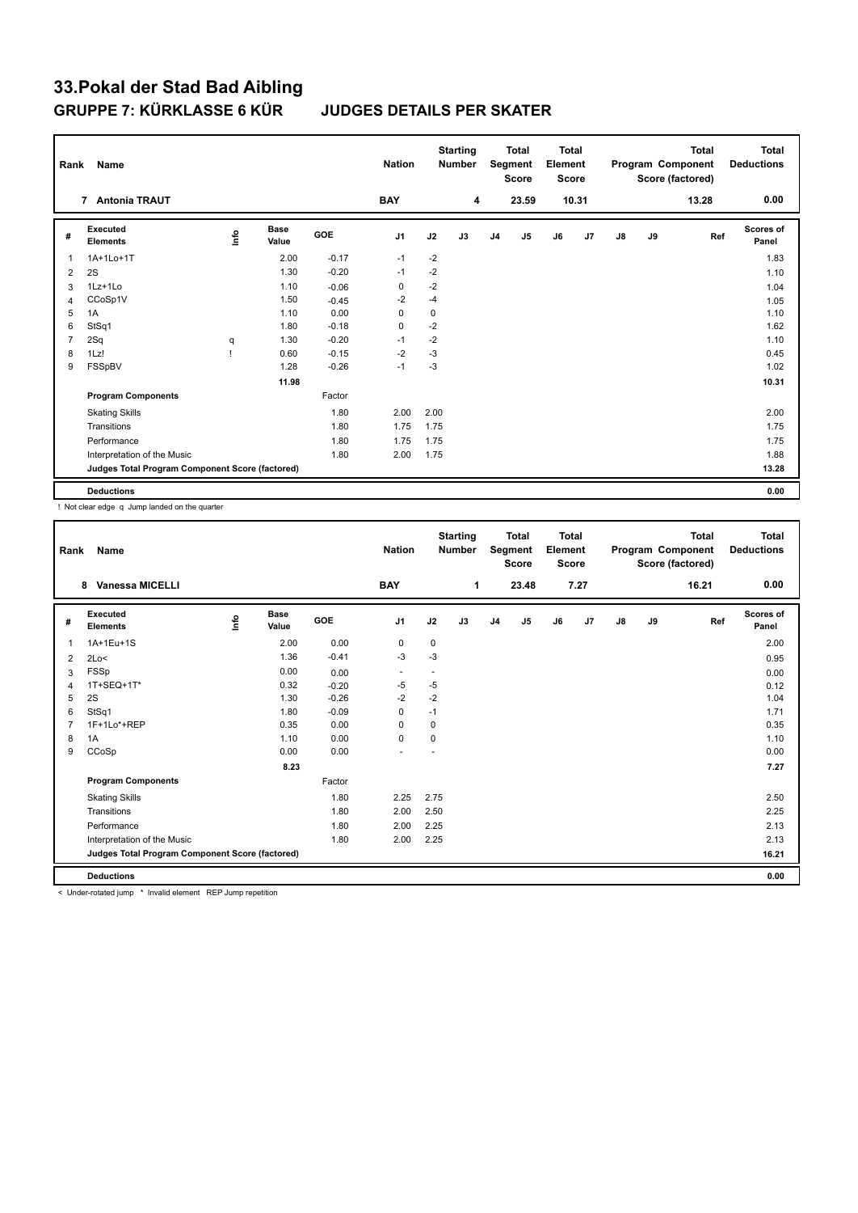# 33.Pokal der Stad Bad Aibling

## GRUPPE 7: KÜRKLASSE 6 KÜR JUDGES DETAILS PER SKATER

| Rank | Name | Nation | Starting Number | Total Segment Score | Total Element Score | Total Program Component Score (factored) | Total Deductions |
|---|---|---|---|---|---|---|---|
| 7 | Antonia TRAUT | BAY | 4 | 23.59 | 10.31 | 13.28 | 0.00 |

| # | Executed Elements | Info | Base Value | GOE | J1 | J2 | J3 | J4 | J5 | J6 | J7 | J8 | J9 | Ref | Scores of Panel |
|---|---|---|---|---|---|---|---|---|---|---|---|---|---|---|---|
| 1 | 1A+1Lo+1T | | 2.00 | -0.17 | -1 | -2 | | | | | | | | | 1.83 |
| 2 | 2S | | 1.30 | -0.20 | -1 | -2 | | | | | | | | | 1.10 |
| 3 | 1Lz+1Lo | | 1.10 | -0.06 | 0 | -2 | | | | | | | | | 1.04 |
| 4 | CCoSp1V | | 1.50 | -0.45 | -2 | -4 | | | | | | | | | 1.05 |
| 5 | 1A | | 1.10 | 0.00 | 0 | 0 | | | | | | | | | 1.10 |
| 6 | StSq1 | | 1.80 | -0.18 | 0 | -2 | | | | | | | | | 1.62 |
| 7 | 2Sq | q | 1.30 | -0.20 | -1 | -2 | | | | | | | | | 1.10 |
| 8 | 1Lz! | ! | 0.60 | -0.15 | -2 | -3 | | | | | | | | | 0.45 |
| 9 | FSSpBV | | 1.28 | -0.26 | -1 | -3 | | | | | | | | | 1.02 |
| | | | 11.98 | | | | | | | | | | | | 10.31 |
| | **Program Components** | | | Factor | | | | | | | | | | | |
| | Skating Skills | | | 1.80 | 2.00 | 2.00 | | | | | | | | | 2.00 |
| | Transitions | | | 1.80 | 1.75 | 1.75 | | | | | | | | | 1.75 |
| | Performance | | | 1.80 | 1.75 | 1.75 | | | | | | | | | 1.75 |
| | Interpretation of the Music | | | 1.80 | 2.00 | 1.75 | | | | | | | | | 1.88 |
| | **Judges Total Program Component Score (factored)** | | | | | | | | | | | | | | 13.28 |
| | **Deductions** | | | | | | | | | | | | | | 0.00 |

! Not clear edge q Jump landed on the quarter

| Rank | Name | Nation | Starting Number | Total Segment Score | Total Element Score | Total Program Component Score (factored) | Total Deductions |
|---|---|---|---|---|---|---|---|
| 8 | Vanessa MICELLI | BAY | 1 | 23.48 | 7.27 | 16.21 | 0.00 |

| # | Executed Elements | Info | Base Value | GOE | J1 | J2 | J3 | J4 | J5 | J6 | J7 | J8 | J9 | Ref | Scores of Panel |
|---|---|---|---|---|---|---|---|---|---|---|---|---|---|---|---|
| 1 | 1A+1Eu+1S | | 2.00 | 0.00 | 0 | 0 | | | | | | | | | 2.00 |
| 2 | 2Lo< | | 1.36 | -0.41 | -3 | -3 | | | | | | | | | 0.95 |
| 3 | FSSp | | 0.00 | 0.00 | - | - | | | | | | | | | 0.00 |
| 4 | 1T+SEQ+1T* | | 0.32 | -0.20 | -5 | -5 | | | | | | | | | 0.12 |
| 5 | 2S | | 1.30 | -0.26 | -2 | -2 | | | | | | | | | 1.04 |
| 6 | StSq1 | | 1.80 | -0.09 | 0 | -1 | | | | | | | | | 1.71 |
| 7 | 1F+1Lo*+REP | | 0.35 | 0.00 | 0 | 0 | | | | | | | | | 0.35 |
| 8 | 1A | | 1.10 | 0.00 | 0 | 0 | | | | | | | | | 1.10 |
| 9 | CCoSp | | 0.00 | 0.00 | - | - | | | | | | | | | 0.00 |
| | | | 8.23 | | | | | | | | | | | | 7.27 |
| | **Program Components** | | | Factor | | | | | | | | | | | |
| | Skating Skills | | | 1.80 | 2.25 | 2.75 | | | | | | | | | 2.50 |
| | Transitions | | | 1.80 | 2.00 | 2.50 | | | | | | | | | 2.25 |
| | Performance | | | 1.80 | 2.00 | 2.25 | | | | | | | | | 2.13 |
| | Interpretation of the Music | | | 1.80 | 2.00 | 2.25 | | | | | | | | | 2.13 |
| | **Judges Total Program Component Score (factored)** | | | | | | | | | | | | | | 16.21 |
| | **Deductions** | | | | | | | | | | | | | | 0.00 |

< Under-rotated jump * Invalid element REP Jump repetition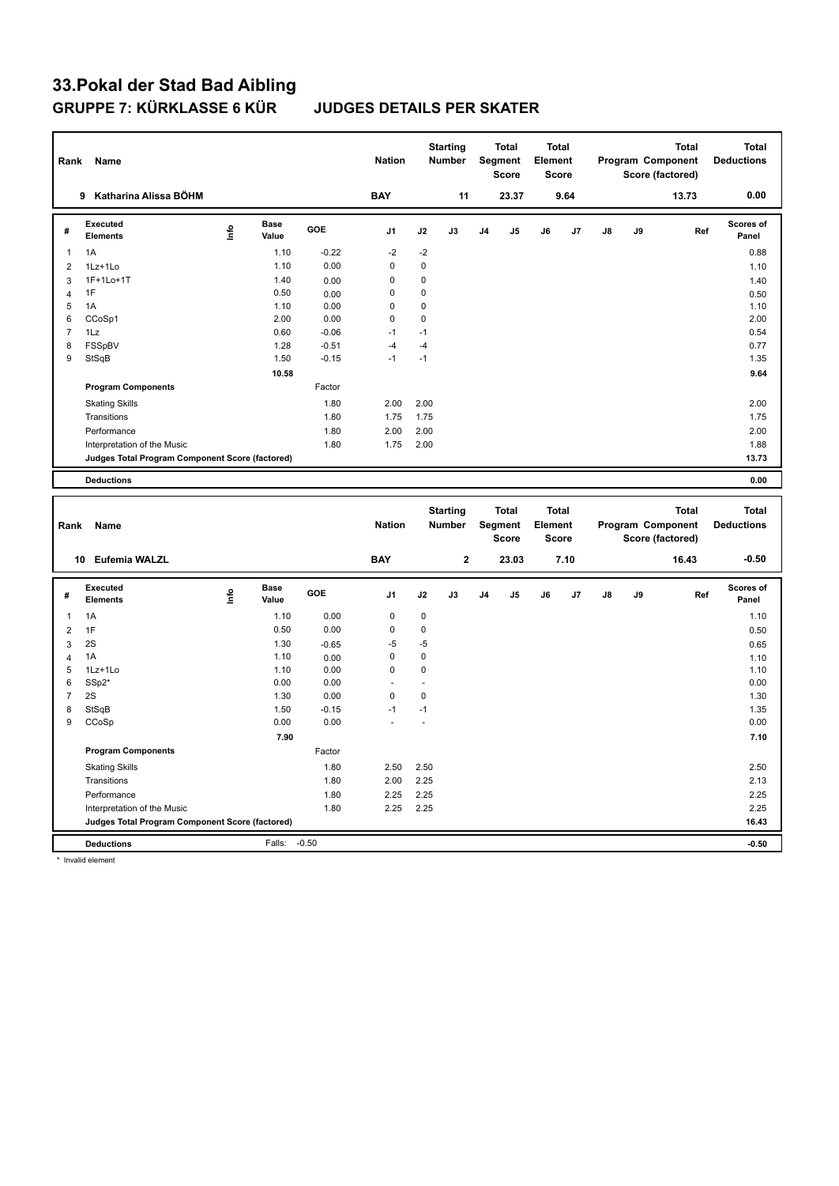# 33.Pokal der Stad Bad Aibling

## GRUPPE 7: KÜRKLASSE 6 KÜR JUDGES DETAILS PER SKATER

| Rank | Name | Nation | Starting Number | Total Segment Score | Total Element Score | Total Program Component Score (factored) | Total Deductions |
|---|---|---|---|---|---|---|---|
| 9 | Katharina Alissa BÖHM | BAY | 11 | 23.37 | 9.64 | 13.73 | 0.00 |

| # | Executed Elements | Info | Base Value | GOE | J1 | J2 | J3 | J4 | J5 | J6 | J7 | J8 | J9 | Ref | Scores of Panel |
|---|---|---|---|---|---|---|---|---|---|---|---|---|---|---|---|
| 1 | 1A | | 1.10 | -0.22 | -2 | -2 | | | | | | | | | 0.88 |
| 2 | 1Lz+1Lo | | 1.10 | 0.00 | 0 | 0 | | | | | | | | | 1.10 |
| 3 | 1F+1Lo+1T | | 1.40 | 0.00 | 0 | 0 | | | | | | | | | 1.40 |
| 4 | 1F | | 0.50 | 0.00 | 0 | 0 | | | | | | | | | 0.50 |
| 5 | 1A | | 1.10 | 0.00 | 0 | 0 | | | | | | | | | 1.10 |
| 6 | CCoSp1 | | 2.00 | 0.00 | 0 | 0 | | | | | | | | | 2.00 |
| 7 | 1Lz | | 0.60 | -0.06 | -1 | -1 | | | | | | | | | 0.54 |
| 8 | FSSpBV | | 1.28 | -0.51 | -4 | -4 | | | | | | | | | 0.77 |
| 9 | StSqB | | 1.50 | -0.15 | -1 | -1 | | | | | | | | | 1.35 |
| | | | 10.58 | | | | | | | | | | | | 9.64 |

| Program Components | Factor | J1 | J2 | Scores of Panel |
|---|---|---|---|---|
| Skating Skills | 1.80 | 2.00 | 2.00 | 2.00 |
| Transitions | 1.80 | 1.75 | 1.75 | 1.75 |
| Performance | 1.80 | 2.00 | 2.00 | 2.00 |
| Interpretation of the Music | 1.80 | 1.75 | 2.00 | 1.88 |
| Judges Total Program Component Score (factored) | | | | 13.73 |

| Deductions | | 0.00 |
|---|---|---|

| Rank | Name | Nation | Starting Number | Total Segment Score | Total Element Score | Total Program Component Score (factored) | Total Deductions |
|---|---|---|---|---|---|---|---|
| 10 | Eufemia WALZL | BAY | 2 | 23.03 | 7.10 | 16.43 | -0.50 |

| # | Executed Elements | Info | Base Value | GOE | J1 | J2 | J3 | J4 | J5 | J6 | J7 | J8 | J9 | Ref | Scores of Panel |
|---|---|---|---|---|---|---|---|---|---|---|---|---|---|---|---|
| 1 | 1A | | 1.10 | 0.00 | 0 | 0 | | | | | | | | | 1.10 |
| 2 | 1F | | 0.50 | 0.00 | 0 | 0 | | | | | | | | | 0.50 |
| 3 | 2S | | 1.30 | -0.65 | -5 | -5 | | | | | | | | | 0.65 |
| 4 | 1A | | 1.10 | 0.00 | 0 | 0 | | | | | | | | | 1.10 |
| 5 | 1Lz+1Lo | | 1.10 | 0.00 | 0 | 0 | | | | | | | | | 1.10 |
| 6 | SSp2* | | 0.00 | 0.00 | - | - | | | | | | | | | 0.00 |
| 7 | 2S | | 1.30 | 0.00 | 0 | 0 | | | | | | | | | 1.30 |
| 8 | StSqB | | 1.50 | -0.15 | -1 | -1 | | | | | | | | | 1.35 |
| 9 | CCoSp | | 0.00 | 0.00 | - | - | | | | | | | | | 0.00 |
| | | | 7.90 | | | | | | | | | | | | 7.10 |

| Program Components | Factor | J1 | J2 | Scores of Panel |
|---|---|---|---|---|
| Skating Skills | 1.80 | 2.50 | 2.50 | 2.50 |
| Transitions | 1.80 | 2.00 | 2.25 | 2.13 |
| Performance | 1.80 | 2.25 | 2.25 | 2.25 |
| Interpretation of the Music | 1.80 | 2.25 | 2.25 | 2.25 |
| Judges Total Program Component Score (factored) | | | | 16.43 |

| Deductions | Falls: | -0.50 | -0.50 |
|---|---|---|---|

* Invalid element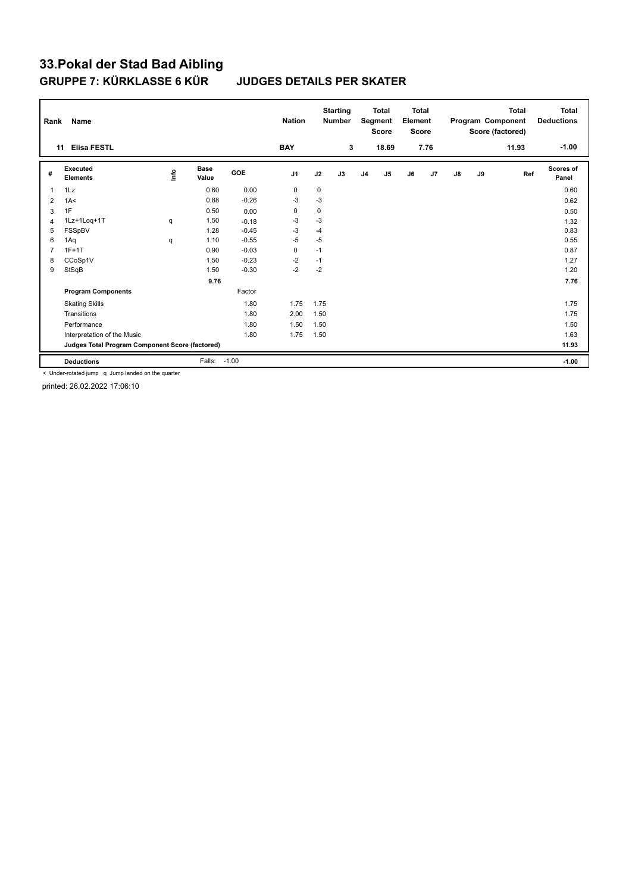# 33.Pokal der Stad Bad Aibling

## GRUPPE 7: KÜRKLASSE 6 KÜR JUDGES DETAILS PER SKATER

| Rank | Name | Nation | Starting Number | Total Segment Score | Total Element Score | Total Program Component Score (factored) | Total Deductions |
|---|---|---|---|---|---|---|---|
| 11 | Elisa FESTL | BAY | 3 | 18.69 | 7.76 | 11.93 | -1.00 |

| # | Executed Elements | Info | Base Value | GOE | J1 | J2 | J3 | J4 | J5 | J6 | J7 | J8 | J9 | Ref | Scores of Panel |
|---|---|---|---|---|---|---|---|---|---|---|---|---|---|---|---|
| 1 | 1Lz | | 0.60 | 0.00 | 0 | 0 | | | | | | | | | 0.60 |
| 2 | 1A< | | 0.88 | -0.26 | -3 | -3 | | | | | | | | | 0.62 |
| 3 | 1F | | 0.50 | 0.00 | 0 | 0 | | | | | | | | | 0.50 |
| 4 | 1Lz+1Loq+1T | q | 1.50 | -0.18 | -3 | -3 | | | | | | | | | 1.32 |
| 5 | FSSpBV | | 1.28 | -0.45 | -3 | -4 | | | | | | | | | 0.83 |
| 6 | 1Aq | q | 1.10 | -0.55 | -5 | -5 | | | | | | | | | 0.55 |
| 7 | 1F+1T | | 0.90 | -0.03 | 0 | -1 | | | | | | | | | 0.87 |
| 8 | CCoSp1V | | 1.50 | -0.23 | -2 | -1 | | | | | | | | | 1.27 |
| 9 | StSqB | | 1.50 | -0.30 | -2 | -2 | | | | | | | | | 1.20 |
| | | | 9.76 | | | | | | | | | | | | 7.76 |
| | **Program Components** | | | Factor | | | | | | | | | | | |
| | Skating Skills | | | 1.80 | 1.75 | 1.75 | | | | | | | | | 1.75 |
| | Transitions | | | 1.80 | 2.00 | 1.50 | | | | | | | | | 1.75 |
| | Performance | | | 1.80 | 1.50 | 1.50 | | | | | | | | | 1.50 |
| | Interpretation of the Music | | | 1.80 | 1.75 | 1.50 | | | | | | | | | 1.63 |
| | **Judges Total Program Component Score (factored)** | | | | | | | | | | | | | | 11.93 |
| | **Deductions** | | Falls: | -1.00 | | | | | | | | | | | -1.00 |

< Under-rotated jump q Jump landed on the quarter

printed: 26.02.2022 17:06:10